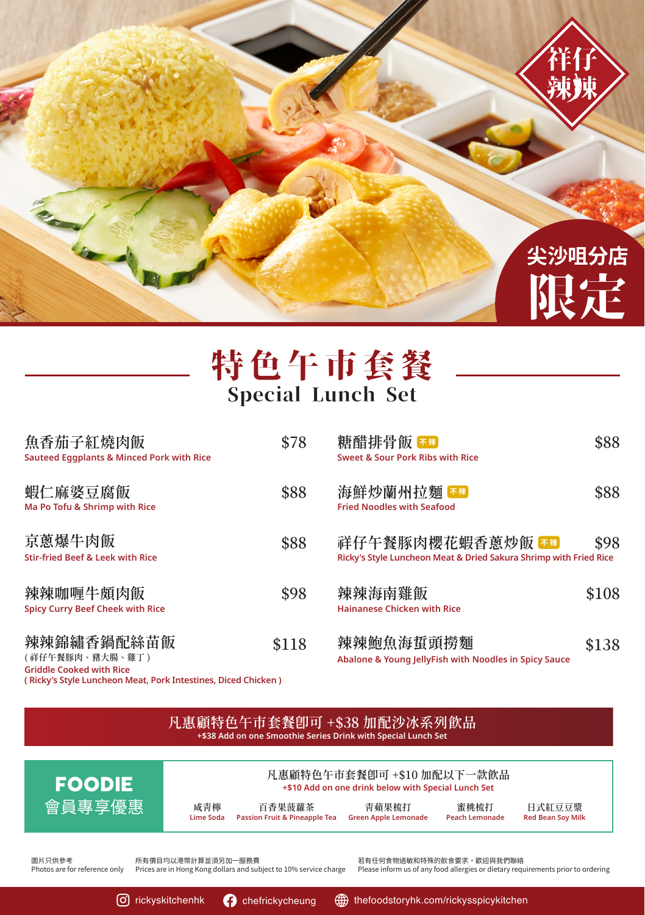祥仔辣辣

尖沙咀分店
限定

# 特色午市套餐
## Special Lunch Set

| | |
|---|---|
| 魚香茄子紅燒肉飯<br>Sauteed Eggplants & Minced Pork with Rice | $78 |
| 蝦仁麻婆豆腐飯<br>Ma Po Tofu & Shrimp with Rice | $88 |
| 京蔥爆牛肉飯<br>Stir-fried Beef & Leek with Rice | $88 |
| 辣辣咖喱牛頰肉飯<br>Spicy Curry Beef Cheek with Rice | $98 |
| 辣辣錦繡香鍋配絲苗飯<br>(祥仔午餐豚肉、豬大腸、雞丁)<br>Griddle Cooked with Rice<br>( Ricky's Style Luncheon Meat, Pork Intestines, Diced Chicken ) | $118 |
| 糖醋排骨飯 不辣<br>Sweet & Sour Pork Ribs with Rice | $88 |
| 海鮮炒蘭州拉麵 不辣<br>Fried Noodles with Seafood | $88 |
| 祥仔午餐豚肉櫻花蝦香蔥炒飯 不辣<br>Ricky's Style Luncheon Meat & Dried Sakura Shrimp with Fried Rice | $98 |
| 辣辣海南雞飯<br>Hainanese Chicken with Rice | $108 |
| 辣辣鮑魚海蜇頭撈麵<br>Abalone & Young JellyFish with Noodles in Spicy Sauce | $138 |

**凡惠顧特色午市套餐即可 +$38 加配沙冰系列飲品**
**+$38 Add on one Smoothie Series Drink with Special Lunch Set**

**FOODIE**
**會員專享優惠**

凡惠顧特色午市套餐即可 +$10 加配以下一款飲品
+$10 Add on one drink below with Special Lunch Set

- 咸青檸 Lime Soda
- 百香果菠蘿茶 Passion Fruit & Pineapple Tea
- 青蘋果梳打 Green Apple Lemonade
- 蜜桃梳打 Peach Lemonade
- 日式紅豆豆漿 Red Bean Soy Milk

圖片只供參考
Photos are for reference only

所有價目均以港幣計算並須另加一服務費
Prices are in Hong Kong dollars and subject to 10% service charge

若有任何食物過敏和特殊的飲食要求，歡迎與我們聯絡
Please inform us of any food allergies or dietary requirements prior to ordering

rickyskitchenhk　chefrickycheung　thefoodstoryhk.com/rickysspicykitchen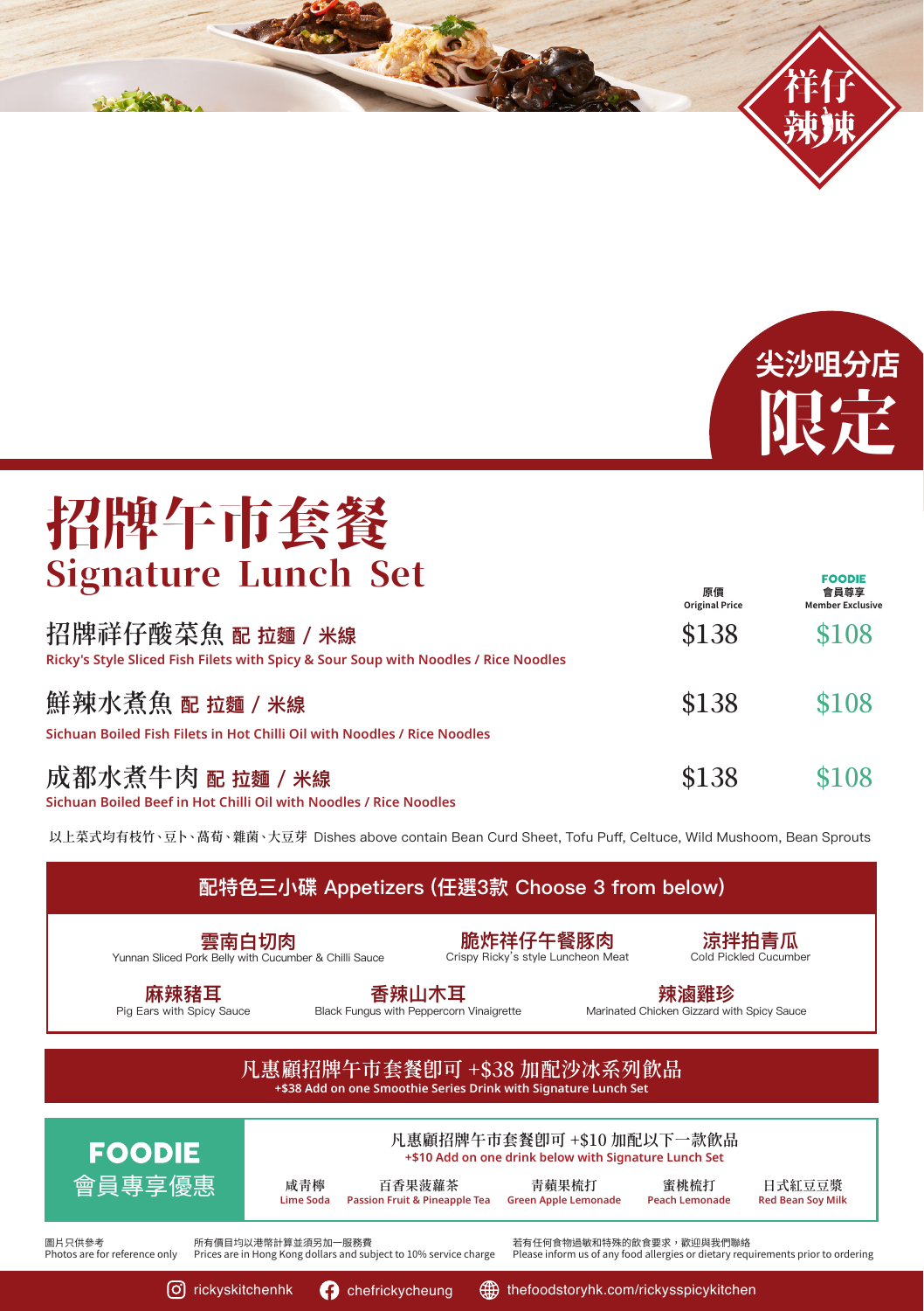祥仔辣辣

尖沙咀分店
限定

# 招牌午市套餐
## Signature Lunch Set

| | 原價 Original Price | FOODIE 會員尊享 Member Exclusive |
|---|---|---|
| 招牌祥仔酸菜魚 配 拉麵 / 米線<br>Ricky's Style Sliced Fish Filets with Spicy & Sour Soup with Noodles / Rice Noodles | $138 | $108 |
| 鮮辣水煮魚 配 拉麵 / 米線<br>Sichuan Boiled Fish Filets in Hot Chilli Oil with Noodles / Rice Noodles | $138 | $108 |
| 成都水煮牛肉 配 拉麵 / 米線<br>Sichuan Boiled Beef in Hot Chilli Oil with Noodles / Rice Noodles | $138 | $108 |

以上菜式均有枝竹、豆卜、萵荀、雜菌、大豆芽 Dishes above contain Bean Curd Sheet, Tofu Puff, Celtuce, Wild Mushoom, Bean Sprouts

### 配特色三小碟 Appetizers (任選3款 Choose 3 from below)

- **雲南白切肉** Yunnan Sliced Pork Belly with Cucumber & Chilli Sauce
- **脆炸祥仔午餐豚肉** Crispy Ricky's style Luncheon Meat
- **涼拌拍青瓜** Cold Pickled Cucumber
- **麻辣豬耳** Pig Ears with Spicy Sauce
- **香辣山木耳** Black Fungus with Peppercorn Vinaigrette
- **辣滷雞珍** Marinated Chicken Gizzard with Spicy Sauce

### 凡惠顧招牌午市套餐即可 +$38 加配沙冰系列飲品
**+$38 Add on one Smoothie Series Drink with Signature Lunch Set**

### FOODIE 會員專享優惠

凡惠顧招牌午市套餐即可 +$10 加配以下一款飲品
**+$10 Add on one drink below with Signature Lunch Set**

- 咸青檸 Lime Soda
- 百香果菠蘿茶 Passion Fruit & Pineapple Tea
- 青蘋果梳打 Green Apple Lemonade
- 蜜桃梳打 Peach Lemonade
- 日式紅豆豆漿 Red Bean Soy Milk

圖片只供參考
Photos are for reference only

所有價目均以港幣計算並須另加一服務費
Prices are in Hong Kong dollars and subject to 10% service charge

若有任何食物過敏和特殊的飲食要求，歡迎與我們聯絡
Please inform us of any food allergies or dietary requirements prior to ordering

rickyskitchenhk　chefrickycheung　thefoodstoryhk.com/rickysspicykitchen